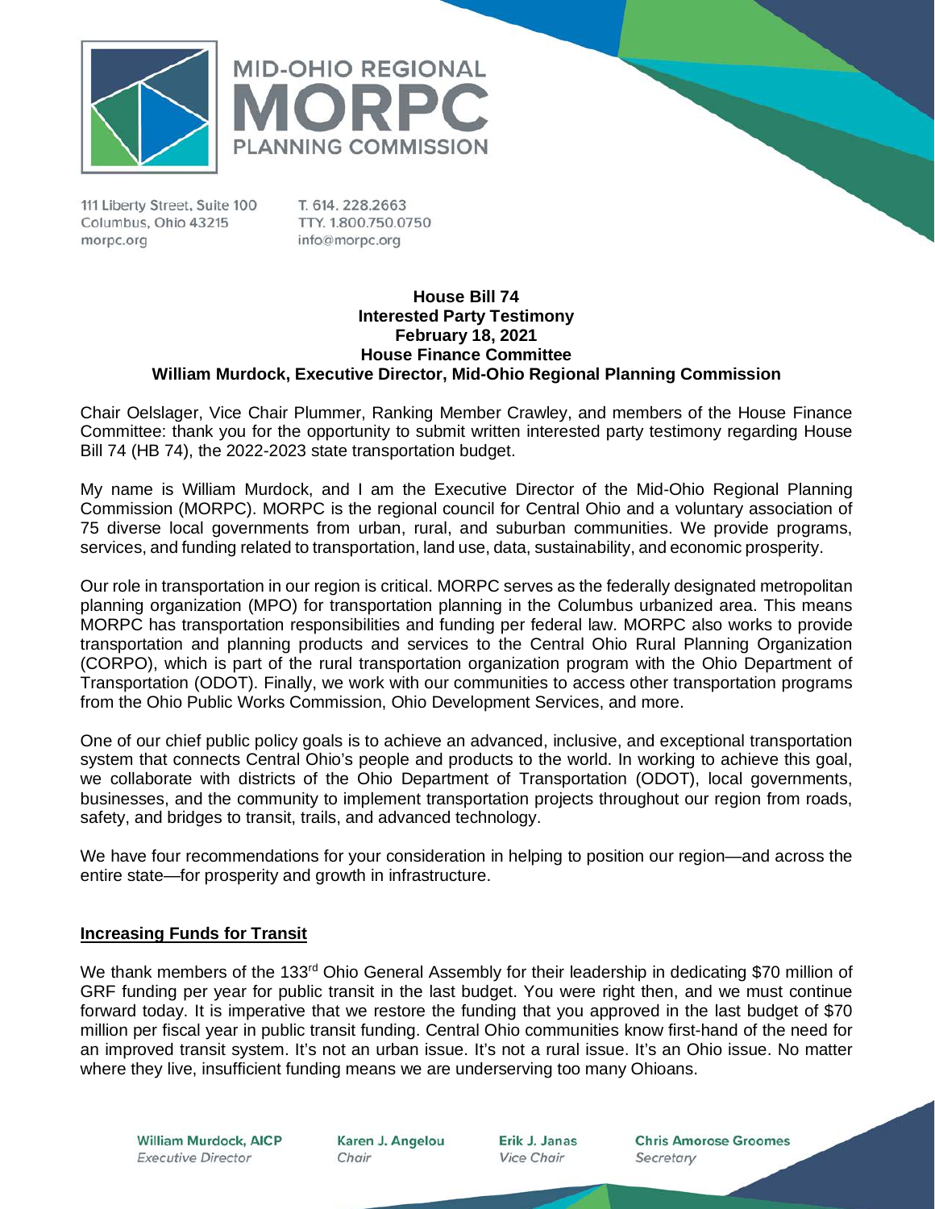MID-OHIO REGIONAL
MORPC
PLANNING COMMISSION

111 Liberty Street, Suite 100
Columbus, Ohio 43215
morpc.org

T. 614. 228.2663
TTY. 1.800.750.0750
info@morpc.org

**House Bill 74**
**Interested Party Testimony**
**February 18, 2021**
**House Finance Committee**
**William Murdock, Executive Director, Mid-Ohio Regional Planning Commission**

Chair Oelslager, Vice Chair Plummer, Ranking Member Crawley, and members of the House Finance Committee: thank you for the opportunity to submit written interested party testimony regarding House Bill 74 (HB 74), the 2022-2023 state transportation budget.

My name is William Murdock, and I am the Executive Director of the Mid-Ohio Regional Planning Commission (MORPC). MORPC is the regional council for Central Ohio and a voluntary association of 75 diverse local governments from urban, rural, and suburban communities. We provide programs, services, and funding related to transportation, land use, data, sustainability, and economic prosperity.

Our role in transportation in our region is critical. MORPC serves as the federally designated metropolitan planning organization (MPO) for transportation planning in the Columbus urbanized area. This means MORPC has transportation responsibilities and funding per federal law. MORPC also works to provide transportation and planning products and services to the Central Ohio Rural Planning Organization (CORPO), which is part of the rural transportation organization program with the Ohio Department of Transportation (ODOT). Finally, we work with our communities to access other transportation programs from the Ohio Public Works Commission, Ohio Development Services, and more.

One of our chief public policy goals is to achieve an advanced, inclusive, and exceptional transportation system that connects Central Ohio's people and products to the world. In working to achieve this goal, we collaborate with districts of the Ohio Department of Transportation (ODOT), local governments, businesses, and the community to implement transportation projects throughout our region from roads, safety, and bridges to transit, trails, and advanced technology.

We have four recommendations for your consideration in helping to position our region—and across the entire state—for prosperity and growth in infrastructure.

**Increasing Funds for Transit**

We thank members of the 133rd Ohio General Assembly for their leadership in dedicating $70 million of GRF funding per year for public transit in the last budget. You were right then, and we must continue forward today. It is imperative that we restore the funding that you approved in the last budget of $70 million per fiscal year in public transit funding. Central Ohio communities know first-hand of the need for an improved transit system. It's not an urban issue. It's not a rural issue. It's an Ohio issue. No matter where they live, insufficient funding means we are underserving too many Ohioans.

**William Murdock, AICP**
*Executive Director*

**Karen J. Angelou**
*Chair*

**Erik J. Janas**
*Vice Chair*

**Chris Amorose Groomes**
*Secretary*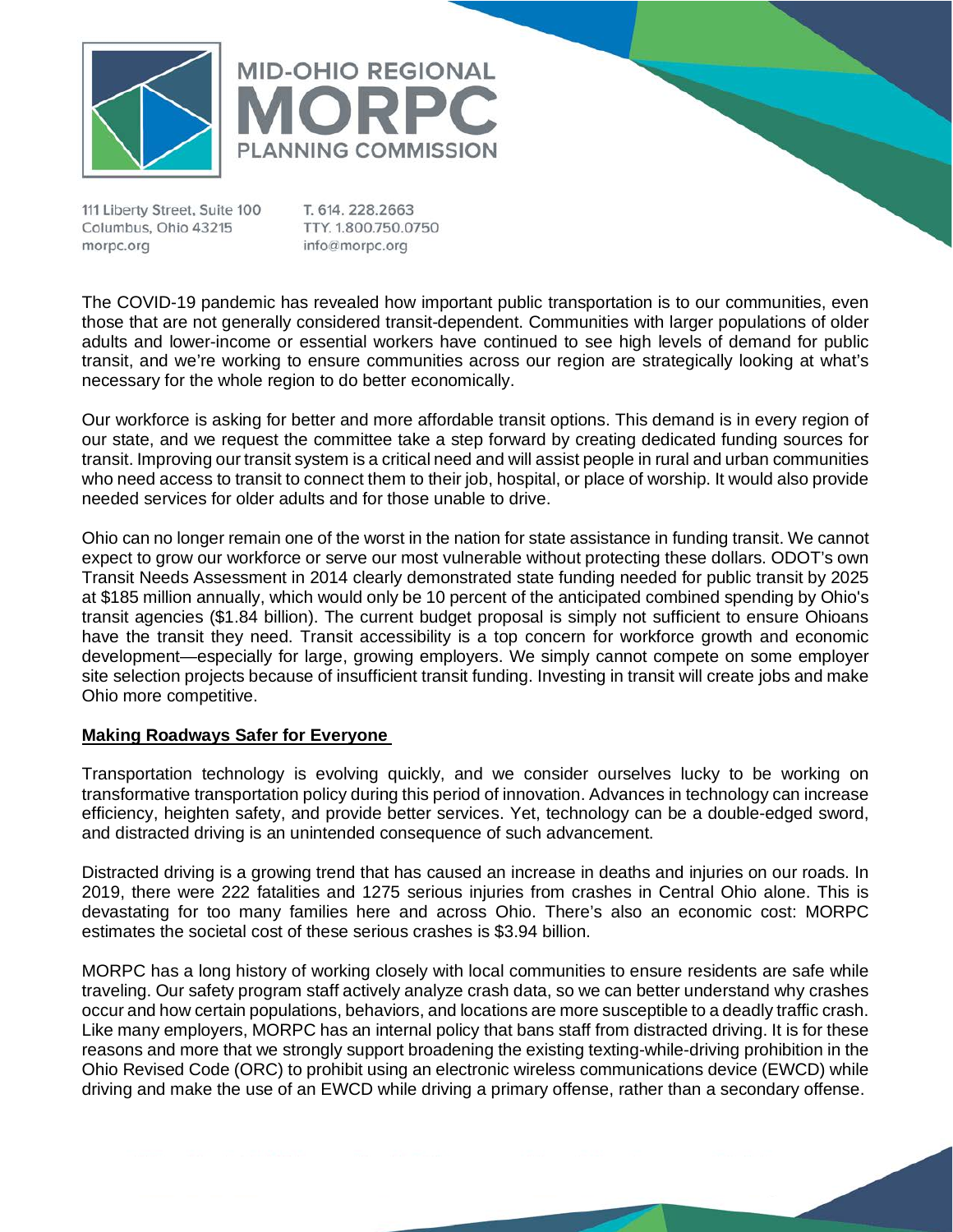The COVID-19 pandemic has revealed how important public transportation is to our communities, even those that are not generally considered transit-dependent. Communities with larger populations of older adults and lower-income or essential workers have continued to see high levels of demand for public transit, and we're working to ensure communities across our region are strategically looking at what's necessary for the whole region to do better economically.

Our workforce is asking for better and more affordable transit options. This demand is in every region of our state, and we request the committee take a step forward by creating dedicated funding sources for transit. Improving our transit system is a critical need and will assist people in rural and urban communities who need access to transit to connect them to their job, hospital, or place of worship. It would also provide needed services for older adults and for those unable to drive.

Ohio can no longer remain one of the worst in the nation for state assistance in funding transit. We cannot expect to grow our workforce or serve our most vulnerable without protecting these dollars. ODOT's own Transit Needs Assessment in 2014 clearly demonstrated state funding needed for public transit by 2025 at $185 million annually, which would only be 10 percent of the anticipated combined spending by Ohio's transit agencies ($1.84 billion). The current budget proposal is simply not sufficient to ensure Ohioans have the transit they need. Transit accessibility is a top concern for workforce growth and economic development—especially for large, growing employers. We simply cannot compete on some employer site selection projects because of insufficient transit funding. Investing in transit will create jobs and make Ohio more competitive.

**Making Roadways Safer for Everyone**

Transportation technology is evolving quickly, and we consider ourselves lucky to be working on transformative transportation policy during this period of innovation. Advances in technology can increase efficiency, heighten safety, and provide better services. Yet, technology can be a double-edged sword, and distracted driving is an unintended consequence of such advancement.

Distracted driving is a growing trend that has caused an increase in deaths and injuries on our roads. In 2019, there were 222 fatalities and 1275 serious injuries from crashes in Central Ohio alone. This is devastating for too many families here and across Ohio. There's also an economic cost: MORPC estimates the societal cost of these serious crashes is $3.94 billion.

MORPC has a long history of working closely with local communities to ensure residents are safe while traveling. Our safety program staff actively analyze crash data, so we can better understand why crashes occur and how certain populations, behaviors, and locations are more susceptible to a deadly traffic crash. Like many employers, MORPC has an internal policy that bans staff from distracted driving. It is for these reasons and more that we strongly support broadening the existing texting-while-driving prohibition in the Ohio Revised Code (ORC) to prohibit using an electronic wireless communications device (EWCD) while driving and make the use of an EWCD while driving a primary offense, rather than a secondary offense.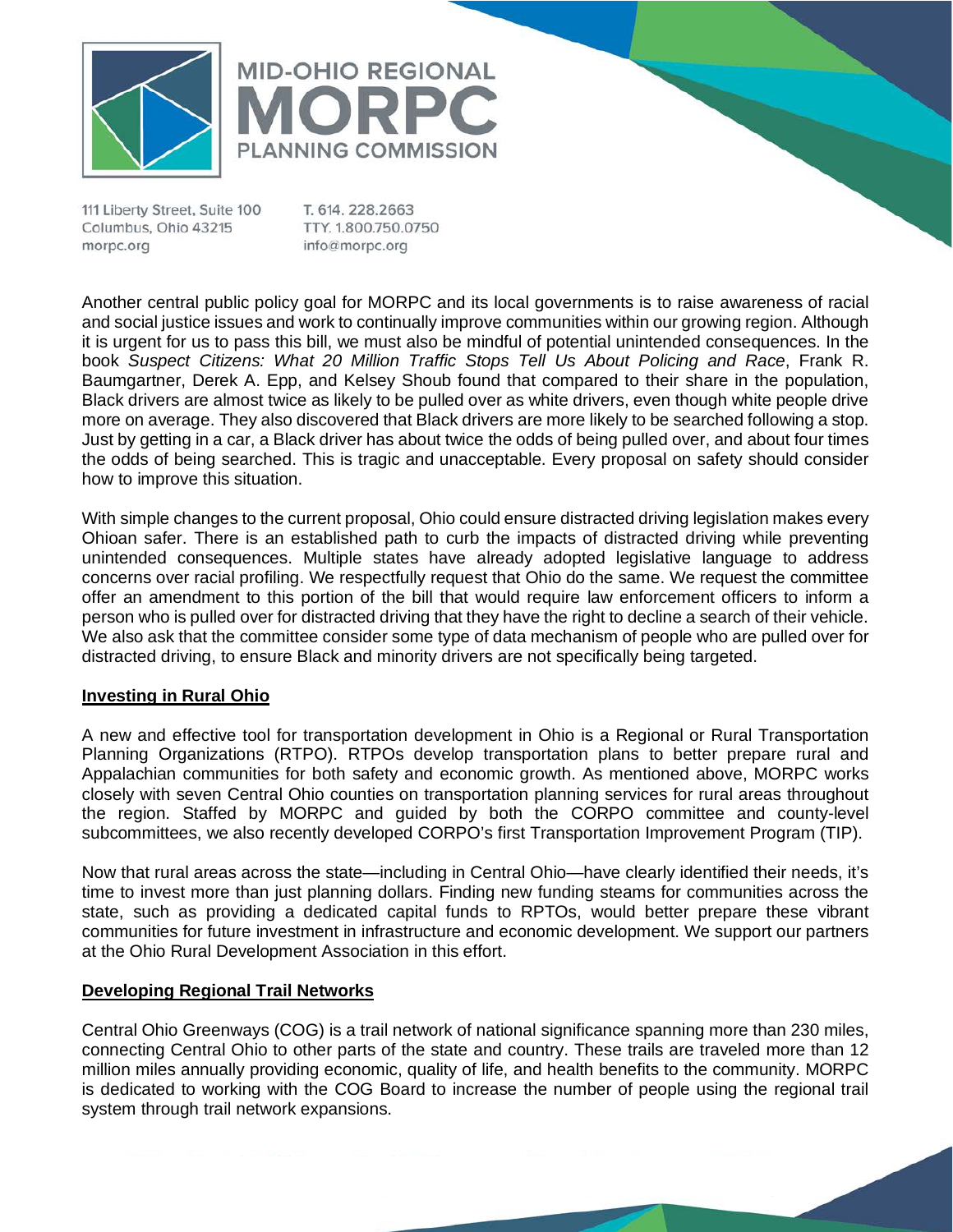Another central public policy goal for MORPC and its local governments is to raise awareness of racial and social justice issues and work to continually improve communities within our growing region. Although it is urgent for us to pass this bill, we must also be mindful of potential unintended consequences. In the book *Suspect Citizens: What 20 Million Traffic Stops Tell Us About Policing and Race*, Frank R. Baumgartner, Derek A. Epp, and Kelsey Shoub found that compared to their share in the population, Black drivers are almost twice as likely to be pulled over as white drivers, even though white people drive more on average. They also discovered that Black drivers are more likely to be searched following a stop. Just by getting in a car, a Black driver has about twice the odds of being pulled over, and about four times the odds of being searched. This is tragic and unacceptable. Every proposal on safety should consider how to improve this situation.

With simple changes to the current proposal, Ohio could ensure distracted driving legislation makes every Ohioan safer. There is an established path to curb the impacts of distracted driving while preventing unintended consequences. Multiple states have already adopted legislative language to address concerns over racial profiling. We respectfully request that Ohio do the same. We request the committee offer an amendment to this portion of the bill that would require law enforcement officers to inform a person who is pulled over for distracted driving that they have the right to decline a search of their vehicle. We also ask that the committee consider some type of data mechanism of people who are pulled over for distracted driving, to ensure Black and minority drivers are not specifically being targeted.

## Investing in Rural Ohio

A new and effective tool for transportation development in Ohio is a Regional or Rural Transportation Planning Organizations (RTPO). RTPOs develop transportation plans to better prepare rural and Appalachian communities for both safety and economic growth. As mentioned above, MORPC works closely with seven Central Ohio counties on transportation planning services for rural areas throughout the region. Staffed by MORPC and guided by both the CORPO committee and county-level subcommittees, we also recently developed CORPO's first Transportation Improvement Program (TIP).

Now that rural areas across the state—including in Central Ohio—have clearly identified their needs, it's time to invest more than just planning dollars. Finding new funding steams for communities across the state, such as providing a dedicated capital funds to RPTOs, would better prepare these vibrant communities for future investment in infrastructure and economic development. We support our partners at the Ohio Rural Development Association in this effort.

## Developing Regional Trail Networks

Central Ohio Greenways (COG) is a trail network of national significance spanning more than 230 miles, connecting Central Ohio to other parts of the state and country. These trails are traveled more than 12 million miles annually providing economic, quality of life, and health benefits to the community. MORPC is dedicated to working with the COG Board to increase the number of people using the regional trail system through trail network expansions.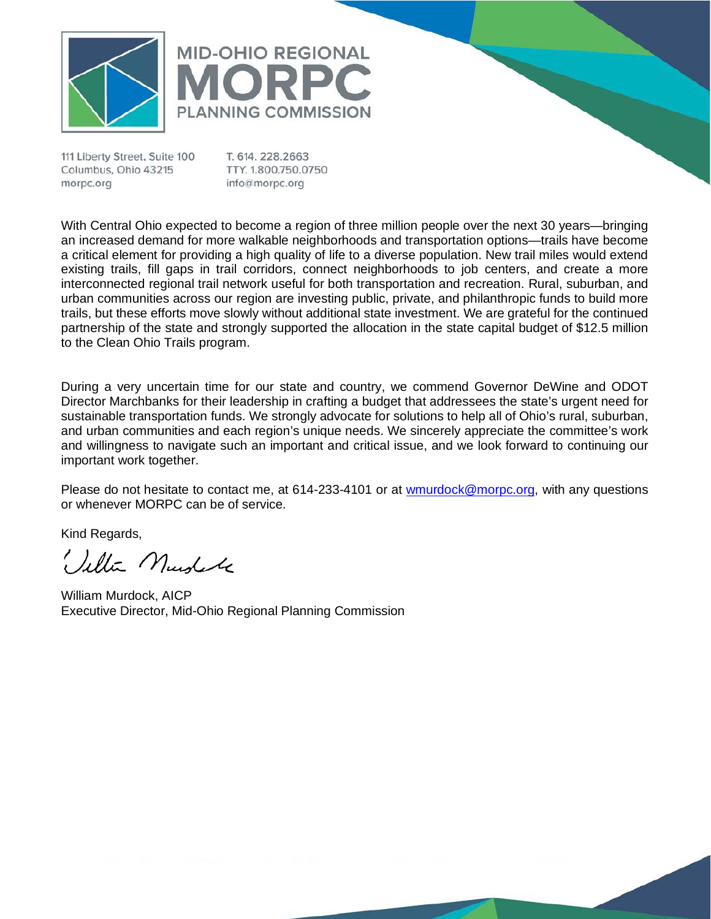MID-OHIO REGIONAL
MORPC
PLANNING COMMISSION

111 Liberty Street, Suite 100
Columbus, Ohio 43215
morpc.org

T. 614. 228.2663
TTY. 1.800.750.0750
info@morpc.org

With Central Ohio expected to become a region of three million people over the next 30 years—bringing an increased demand for more walkable neighborhoods and transportation options—trails have become a critical element for providing a high quality of life to a diverse population. New trail miles would extend existing trails, fill gaps in trail corridors, connect neighborhoods to job centers, and create a more interconnected regional trail network useful for both transportation and recreation. Rural, suburban, and urban communities across our region are investing public, private, and philanthropic funds to build more trails, but these efforts move slowly without additional state investment. We are grateful for the continued partnership of the state and strongly supported the allocation in the state capital budget of $12.5 million to the Clean Ohio Trails program.

During a very uncertain time for our state and country, we commend Governor DeWine and ODOT Director Marchbanks for their leadership in crafting a budget that addressees the state's urgent need for sustainable transportation funds. We strongly advocate for solutions to help all of Ohio's rural, suburban, and urban communities and each region's unique needs. We sincerely appreciate the committee's work and willingness to navigate such an important and critical issue, and we look forward to continuing our important work together.

Please do not hesitate to contact me, at 614-233-4101 or at wmurdock@morpc.org, with any questions or whenever MORPC can be of service.

Kind Regards,

William Murdock, AICP
Executive Director, Mid-Ohio Regional Planning Commission